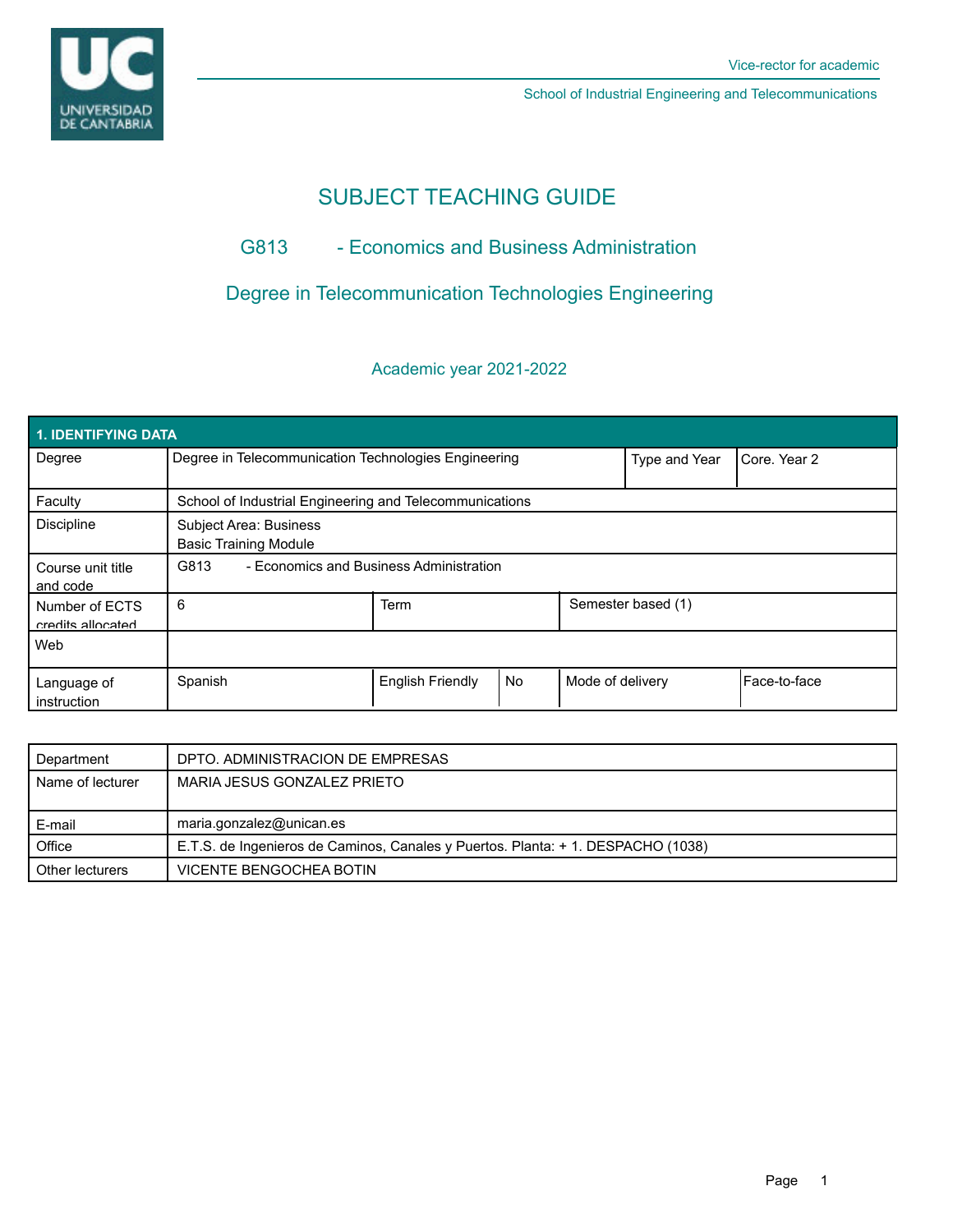Vice-rector for academic

School of Industrial Engineering and Telecommunications

# SUBJECT TEACHING GUIDE

## G813 - Economics and Business Administration

## Degree in Telecommunication Technologies Engineering

Academic year 2021-2022

| 1. IDENTIFYING DATA | | | | | |
|---|---|---|---|---|---|
| Degree | Degree in Telecommunication Technologies Engineering | | | Type and Year | Core. Year 2 |
| Faculty | School of Industrial Engineering and Telecommunications | | | | |
| Discipline | Subject Area: Business<br>Basic Training Module | | | | |
| Course unit title and code | G813 - Economics and Business Administration | | | | |
| Number of ECTS credits allocated | 6 | Term | | Semester based (1) | |
| Web | | | | | |
| Language of instruction | Spanish | English Friendly | No | Mode of delivery | Face-to-face |

| | |
|---|---|
| Department | DPTO. ADMINISTRACION DE EMPRESAS |
| Name of lecturer | MARIA JESUS GONZALEZ PRIETO |
| E-mail | maria.gonzalez@unican.es |
| Office | E.T.S. de Ingenieros de Caminos, Canales y Puertos. Planta: + 1. DESPACHO (1038) |
| Other lecturers | VICENTE BENGOCHEA BOTIN |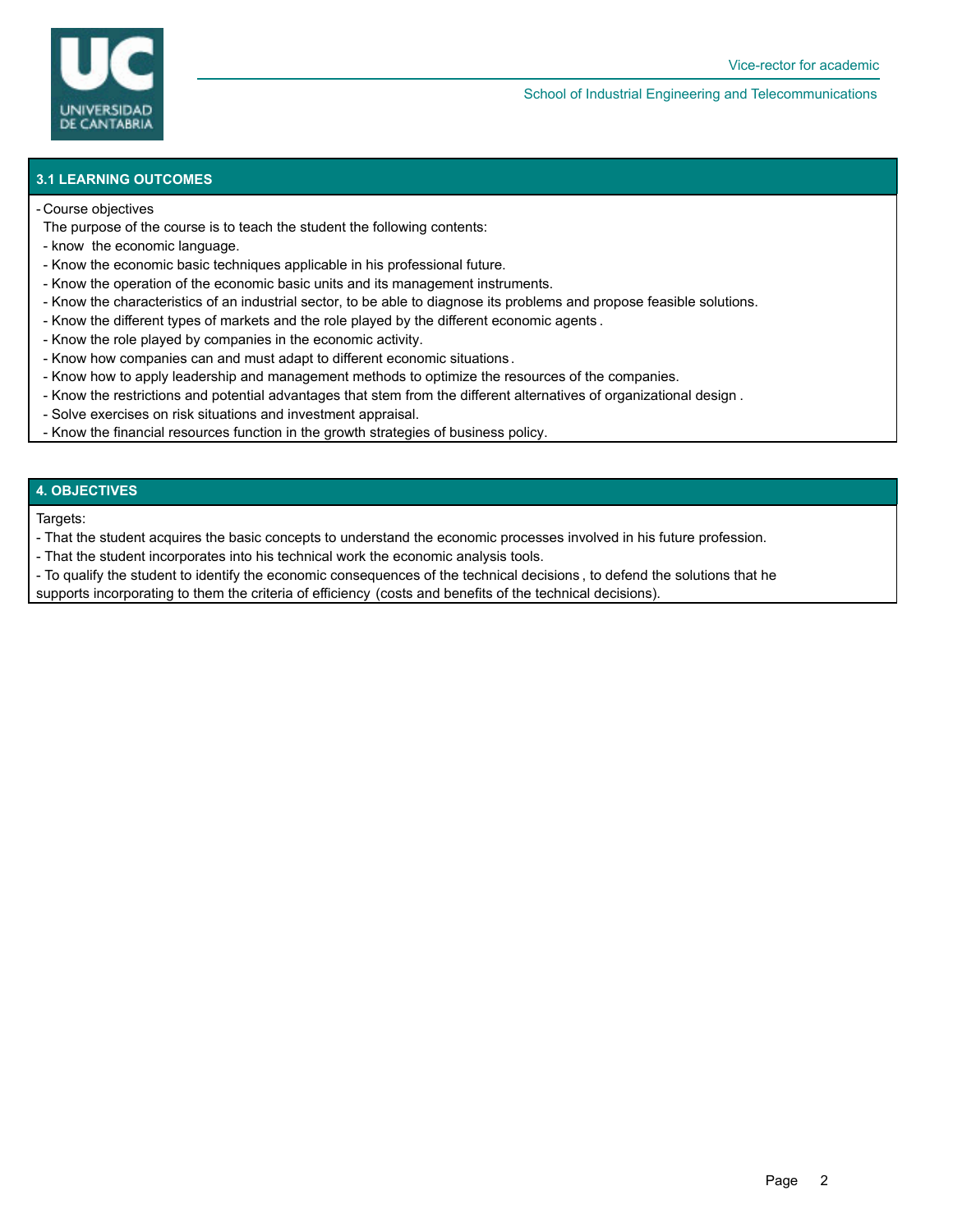## 3.1 LEARNING OUTCOMES

- Course objectives

The purpose of the course is to teach the student the following contents:

- know  the economic language.
- Know the economic basic techniques applicable in his professional future.
- Know the operation of the economic basic units and its management instruments.
- Know the characteristics of an industrial sector, to be able to diagnose its problems and propose feasible solutions.
- Know the different types of markets and the role played by the different economic agents .
- Know the role played by companies in the economic activity.
- Know how companies can and must adapt to different economic situations .
- Know how to apply leadership and management methods to optimize the resources of the companies.
- Know the restrictions and potential advantages that stem from the different alternatives of organizational design .
- Solve exercises on risk situations and investment appraisal.
- Know the financial resources function in the growth strategies of business policy.

## 4. OBJECTIVES

Targets:

- That the student acquires the basic concepts to understand the economic processes involved in his future profession.
- That the student incorporates into his technical work the economic analysis tools.
- To qualify the student to identify the economic consequences of the technical decisions , to defend the solutions that he supports incorporating to them the criteria of efficiency (costs and benefits of the technical decisions).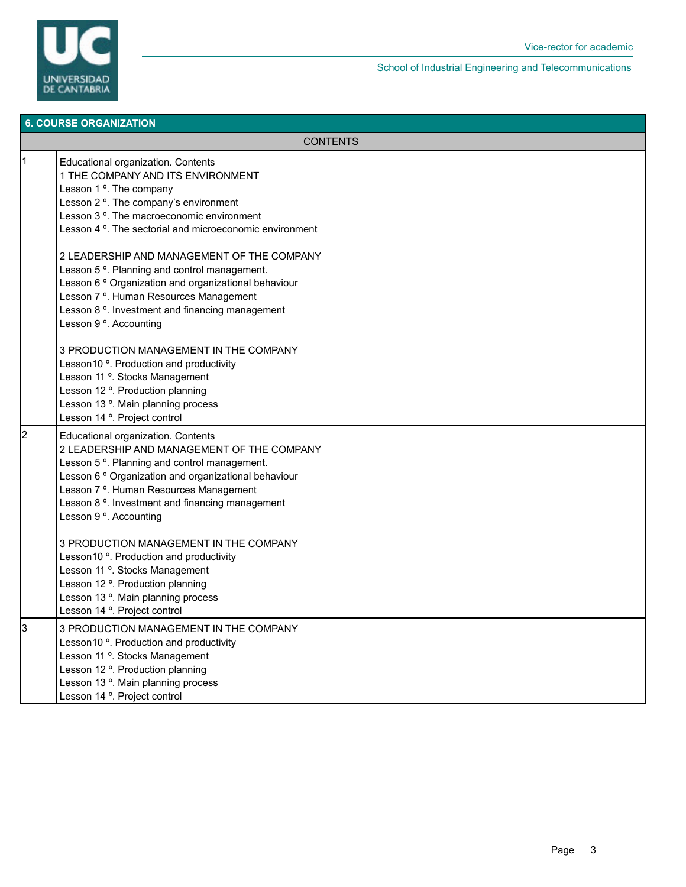## 6. COURSE ORGANIZATION

| CONTENTS | |
|---|---|
| 1 | Educational organization. Contents<br>1 THE COMPANY AND ITS ENVIRONMENT<br>Lesson 1 º. The company<br>Lesson 2 º. The company's environment<br>Lesson 3 º. The macroeconomic environment<br>Lesson 4 º. The sectorial and microeconomic environment<br><br>2 LEADERSHIP AND MANAGEMENT OF THE COMPANY<br>Lesson 5 º. Planning and control management.<br>Lesson 6 º Organization and organizational behaviour<br>Lesson 7 º. Human Resources Management<br>Lesson 8 º. Investment and financing management<br>Lesson 9 º. Accounting<br><br>3 PRODUCTION MANAGEMENT IN THE COMPANY<br>Lesson10 º. Production and productivity<br>Lesson 11 º. Stocks Management<br>Lesson 12 º. Production planning<br>Lesson 13 º. Main planning process<br>Lesson 14 º. Project control |
| 2 | Educational organization. Contents<br>2 LEADERSHIP AND MANAGEMENT OF THE COMPANY<br>Lesson 5 º. Planning and control management.<br>Lesson 6 º Organization and organizational behaviour<br>Lesson 7 º. Human Resources Management<br>Lesson 8 º. Investment and financing management<br>Lesson 9 º. Accounting<br><br>3 PRODUCTION MANAGEMENT IN THE COMPANY<br>Lesson10 º. Production and productivity<br>Lesson 11 º. Stocks Management<br>Lesson 12 º. Production planning<br>Lesson 13 º. Main planning process<br>Lesson 14 º. Project control |
| 3 | 3 PRODUCTION MANAGEMENT IN THE COMPANY<br>Lesson10 º. Production and productivity<br>Lesson 11 º. Stocks Management<br>Lesson 12 º. Production planning<br>Lesson 13 º. Main planning process<br>Lesson 14 º. Project control |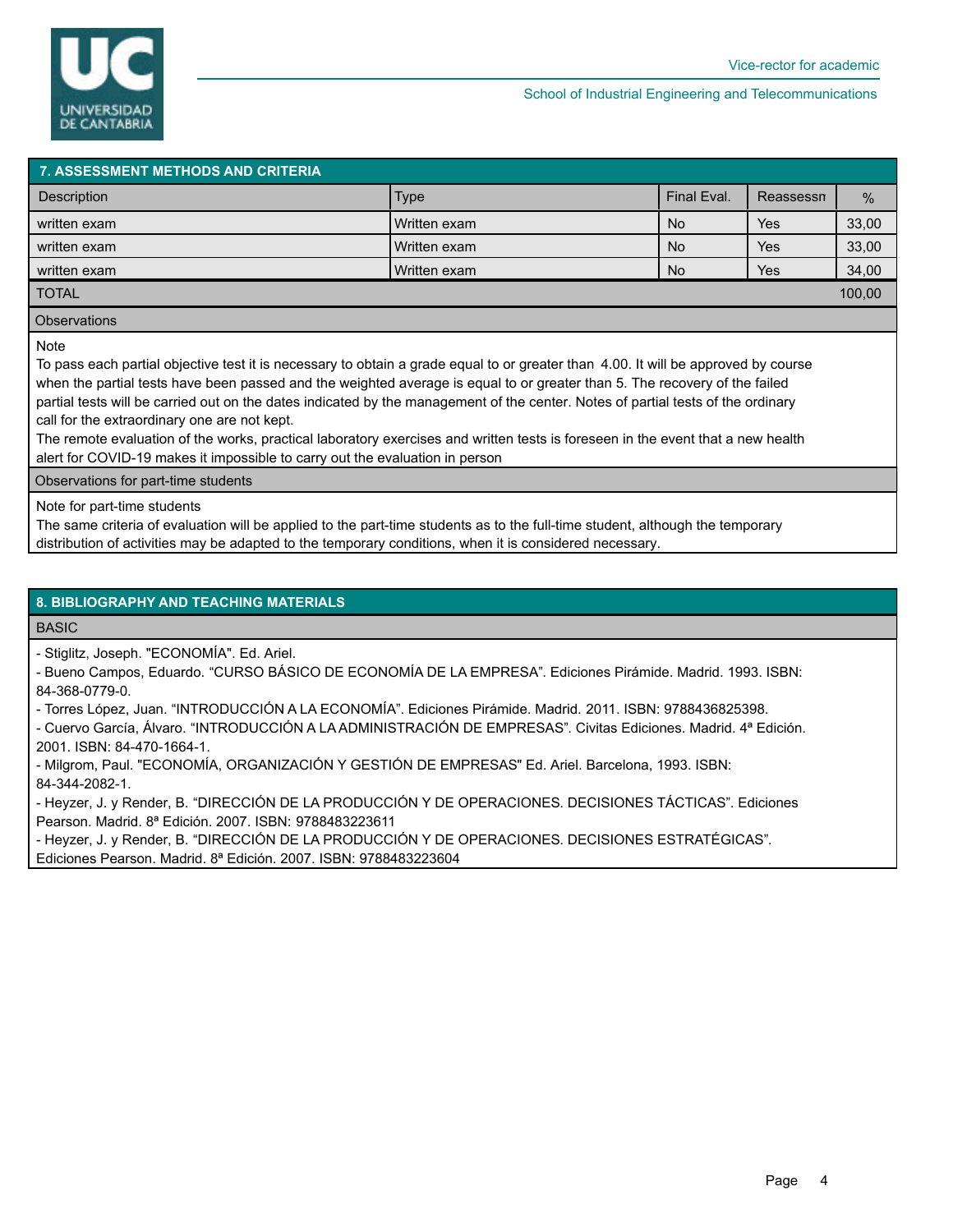## 7. ASSESSMENT METHODS AND CRITERIA

| Description | Type | Final Eval. | Reassessn | % |
|---|---|---|---|---|
| written exam | Written exam | No | Yes | 33,00 |
| written exam | Written exam | No | Yes | 33,00 |
| written exam | Written exam | No | Yes | 34,00 |
| TOTAL | | | | 100,00 |

**Observations**

Note

To pass each partial objective test it is necessary to obtain a grade equal to or greater than 4.00. It will be approved by course when the partial tests have been passed and the weighted average is equal to or greater than 5. The recovery of the failed partial tests will be carried out on the dates indicated by the management of the center. Notes of partial tests of the ordinary call for the extraordinary one are not kept.

The remote evaluation of the works, practical laboratory exercises and written tests is foreseen in the event that a new health alert for COVID-19 makes it impossible to carry out the evaluation in person

**Observations for part-time students**

Note for part-time students

The same criteria of evaluation will be applied to the part-time students as to the full-time student, although the temporary distribution of activities may be adapted to the temporary conditions, when it is considered necessary.

## 8. BIBLIOGRAPHY AND TEACHING MATERIALS

**BASIC**

- Stiglitz, Joseph. "ECONOMÍA". Ed. Ariel.
- Bueno Campos, Eduardo. “CURSO BÁSICO DE ECONOMÍA DE LA EMPRESA”. Ediciones Pirámide. Madrid. 1993. ISBN: 84-368-0779-0.
- Torres López, Juan. “INTRODUCCIÓN A LA ECONOMÍA”. Ediciones Pirámide. Madrid. 2011. ISBN: 9788436825398.
- Cuervo García, Álvaro. “INTRODUCCIÓN A LA ADMINISTRACIÓN DE EMPRESAS”. Civitas Ediciones. Madrid. 4ª Edición. 2001. ISBN: 84-470-1664-1.
- Milgrom, Paul. "ECONOMÍA, ORGANIZACIÓN Y GESTIÓN DE EMPRESAS" Ed. Ariel. Barcelona, 1993. ISBN: 84-344-2082-1.
- Heyzer, J. y Render, B. “DIRECCIÓN DE LA PRODUCCIÓN Y DE OPERACIONES. DECISIONES TÁCTICAS”. Ediciones Pearson. Madrid. 8ª Edición. 2007. ISBN: 9788483223611
- Heyzer, J. y Render, B. “DIRECCIÓN DE LA PRODUCCIÓN Y DE OPERACIONES. DECISIONES ESTRATÉGICAS”. Ediciones Pearson. Madrid. 8ª Edición. 2007. ISBN: 9788483223604